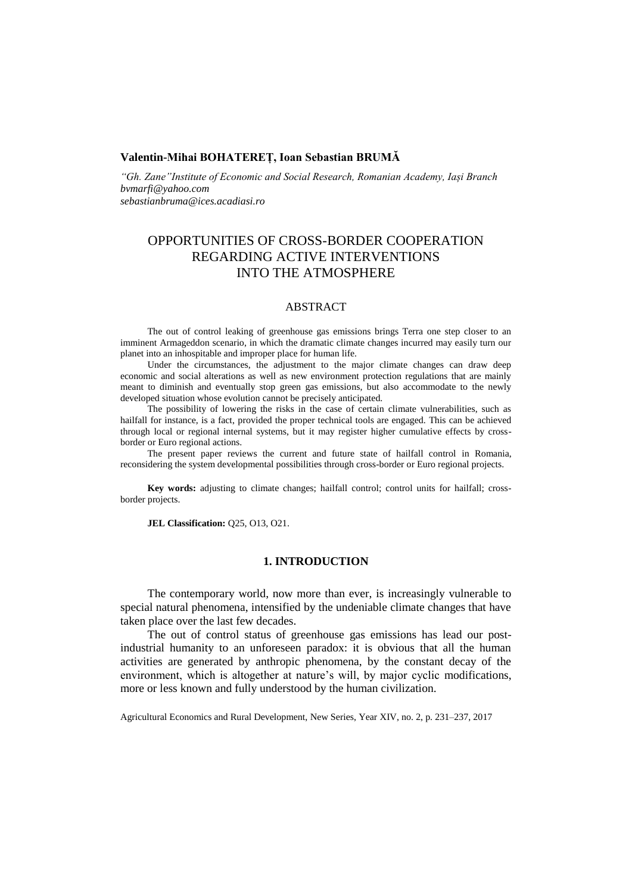**Valentin-Mihai BOHATEREȚ, Ioan Sebastian BRUMĂ**

*"Gh. Zane"Institute of Economic and Social Research, Romanian Academy, Iași Branch*
*bvmarfi@yahoo.com*
*sebastianbruma@ices.acadiasi.ro*

# OPPORTUNITIES OF CROSS-BORDER COOPERATION REGARDING ACTIVE INTERVENTIONS INTO THE ATMOSPHERE

## ABSTRACT

The out of control leaking of greenhouse gas emissions brings Terra one step closer to an imminent Armageddon scenario, in which the dramatic climate changes incurred may easily turn our planet into an inhospitable and improper place for human life.

Under the circumstances, the adjustment to the major climate changes can draw deep economic and social alterations as well as new environment protection regulations that are mainly meant to diminish and eventually stop green gas emissions, but also accommodate to the newly developed situation whose evolution cannot be precisely anticipated.

The possibility of lowering the risks in the case of certain climate vulnerabilities, such as hailfall for instance, is a fact, provided the proper technical tools are engaged. This can be achieved through local or regional internal systems, but it may register higher cumulative effects by cross-border or Euro regional actions.

The present paper reviews the current and future state of hailfall control in Romania, reconsidering the system developmental possibilities through cross-border or Euro regional projects.

**Key words:** adjusting to climate changes; hailfall control; control units for hailfall; cross-border projects.

**JEL Classification:** Q25, O13, O21.

## 1. INTRODUCTION

The contemporary world, now more than ever, is increasingly vulnerable to special natural phenomena, intensified by the undeniable climate changes that have taken place over the last few decades.

The out of control status of greenhouse gas emissions has lead our post-industrial humanity to an unforeseen paradox: it is obvious that all the human activities are generated by anthropic phenomena, by the constant decay of the environment, which is altogether at nature's will, by major cyclic modifications, more or less known and fully understood by the human civilization.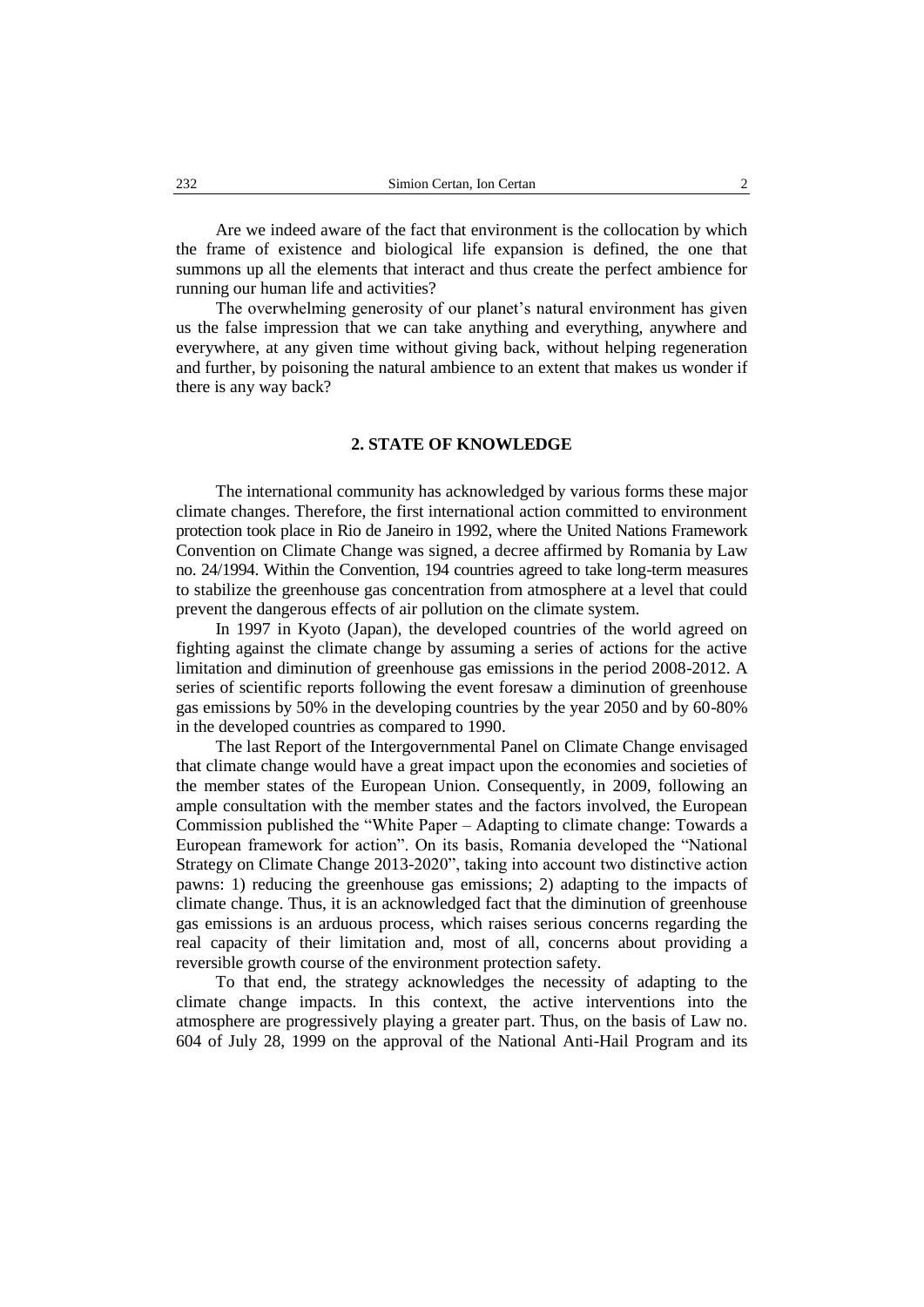Are we indeed aware of the fact that environment is the collocation by which the frame of existence and biological life expansion is defined, the one that summons up all the elements that interact and thus create the perfect ambience for running our human life and activities?

The overwhelming generosity of our planet's natural environment has given us the false impression that we can take anything and everything, anywhere and everywhere, at any given time without giving back, without helping regeneration and further, by poisoning the natural ambience to an extent that makes us wonder if there is any way back?

## 2. STATE OF KNOWLEDGE

The international community has acknowledged by various forms these major climate changes. Therefore, the first international action committed to environment protection took place in Rio de Janeiro in 1992, where the United Nations Framework Convention on Climate Change was signed, a decree affirmed by Romania by Law no. 24/1994. Within the Convention, 194 countries agreed to take long-term measures to stabilize the greenhouse gas concentration from atmosphere at a level that could prevent the dangerous effects of air pollution on the climate system.

In 1997 in Kyoto (Japan), the developed countries of the world agreed on fighting against the climate change by assuming a series of actions for the active limitation and diminution of greenhouse gas emissions in the period 2008-2012. A series of scientific reports following the event foresaw a diminution of greenhouse gas emissions by 50% in the developing countries by the year 2050 and by 60-80% in the developed countries as compared to 1990.

The last Report of the Intergovernmental Panel on Climate Change envisaged that climate change would have a great impact upon the economies and societies of the member states of the European Union. Consequently, in 2009, following an ample consultation with the member states and the factors involved, the European Commission published the "White Paper – Adapting to climate change: Towards a European framework for action". On its basis, Romania developed the "National Strategy on Climate Change 2013-2020", taking into account two distinctive action pawns: 1) reducing the greenhouse gas emissions; 2) adapting to the impacts of climate change. Thus, it is an acknowledged fact that the diminution of greenhouse gas emissions is an arduous process, which raises serious concerns regarding the real capacity of their limitation and, most of all, concerns about providing a reversible growth course of the environment protection safety.

To that end, the strategy acknowledges the necessity of adapting to the climate change impacts. In this context, the active interventions into the atmosphere are progressively playing a greater part. Thus, on the basis of Law no. 604 of July 28, 1999 on the approval of the National Anti-Hail Program and its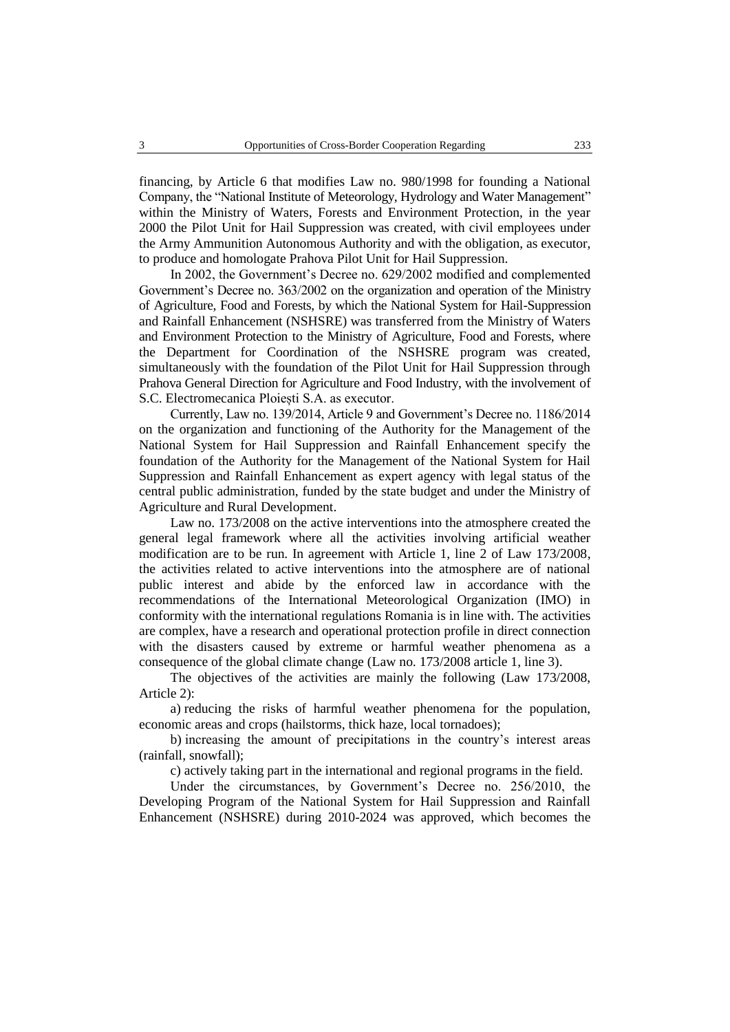financing, by Article 6 that modifies Law no. 980/1998 for founding a National Company, the "National Institute of Meteorology, Hydrology and Water Management" within the Ministry of Waters, Forests and Environment Protection, in the year 2000 the Pilot Unit for Hail Suppression was created, with civil employees under the Army Ammunition Autonomous Authority and with the obligation, as executor, to produce and homologate Prahova Pilot Unit for Hail Suppression.

In 2002, the Government's Decree no. 629/2002 modified and complemented Government's Decree no. 363/2002 on the organization and operation of the Ministry of Agriculture, Food and Forests, by which the National System for Hail-Suppression and Rainfall Enhancement (NSHSRE) was transferred from the Ministry of Waters and Environment Protection to the Ministry of Agriculture, Food and Forests, where the Department for Coordination of the NSHSRE program was created, simultaneously with the foundation of the Pilot Unit for Hail Suppression through Prahova General Direction for Agriculture and Food Industry, with the involvement of S.C. Electromecanica Ploiești S.A. as executor.

Currently, Law no. 139/2014, Article 9 and Government's Decree no. 1186/2014 on the organization and functioning of the Authority for the Management of the National System for Hail Suppression and Rainfall Enhancement specify the foundation of the Authority for the Management of the National System for Hail Suppression and Rainfall Enhancement as expert agency with legal status of the central public administration, funded by the state budget and under the Ministry of Agriculture and Rural Development.

Law no. 173/2008 on the active interventions into the atmosphere created the general legal framework where all the activities involving artificial weather modification are to be run. In agreement with Article 1, line 2 of Law 173/2008, the activities related to active interventions into the atmosphere are of national public interest and abide by the enforced law in accordance with the recommendations of the International Meteorological Organization (IMO) in conformity with the international regulations Romania is in line with. The activities are complex, have a research and operational protection profile in direct connection with the disasters caused by extreme or harmful weather phenomena as a consequence of the global climate change (Law no. 173/2008 article 1, line 3).

The objectives of the activities are mainly the following (Law 173/2008, Article 2):

a) reducing the risks of harmful weather phenomena for the population, economic areas and crops (hailstorms, thick haze, local tornadoes);

b) increasing the amount of precipitations in the country's interest areas (rainfall, snowfall);

c) actively taking part in the international and regional programs in the field.

Under the circumstances, by Government's Decree no. 256/2010, the Developing Program of the National System for Hail Suppression and Rainfall Enhancement (NSHSRE) during 2010-2024 was approved, which becomes the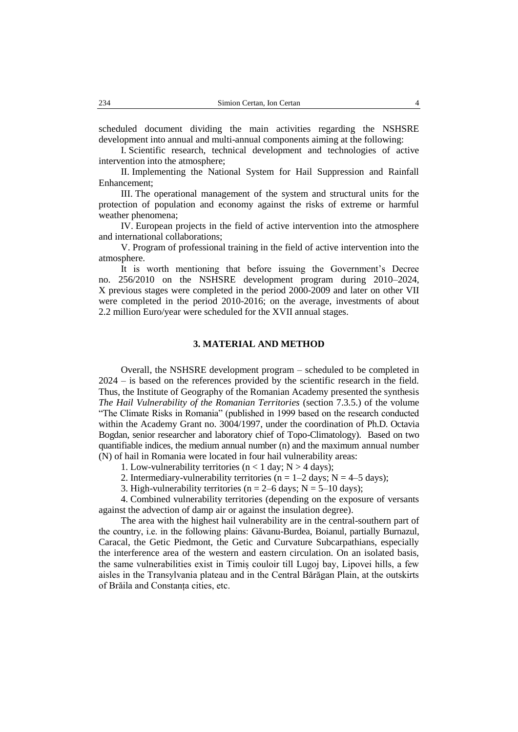scheduled document dividing the main activities regarding the NSHSRE development into annual and multi-annual components aiming at the following:

I. Scientific research, technical development and technologies of active intervention into the atmosphere;

II. Implementing the National System for Hail Suppression and Rainfall Enhancement;

III. The operational management of the system and structural units for the protection of population and economy against the risks of extreme or harmful weather phenomena;

IV. European projects in the field of active intervention into the atmosphere and international collaborations;

V. Program of professional training in the field of active intervention into the atmosphere.

It is worth mentioning that before issuing the Government's Decree no. 256/2010 on the NSHSRE development program during 2010–2024, X previous stages were completed in the period 2000-2009 and later on other VII were completed in the period 2010-2016; on the average, investments of about 2.2 million Euro/year were scheduled for the XVII annual stages.

## 3. MATERIAL AND METHOD

Overall, the NSHSRE development program – scheduled to be completed in 2024 – is based on the references provided by the scientific research in the field. Thus, the Institute of Geography of the Romanian Academy presented the synthesis *The Hail Vulnerability of the Romanian Territories* (section 7.3.5.) of the volume "The Climate Risks in Romania" (published in 1999 based on the research conducted within the Academy Grant no. 3004/1997, under the coordination of Ph.D. Octavia Bogdan, senior researcher and laboratory chief of Topo-Climatology). Based on two quantifiable indices, the medium annual number (n) and the maximum annual number (N) of hail in Romania were located in four hail vulnerability areas:

1. Low-vulnerability territories ($n < 1$ day; $N > 4$ days);
2. Intermediary-vulnerability territories ($n = 1–2$ days; $N = 4–5$ days);
3. High-vulnerability territories ($n = 2–6$ days; $N = 5–10$ days);
4. Combined vulnerability territories (depending on the exposure of versants against the advection of damp air or against the insulation degree).

The area with the highest hail vulnerability are in the central-southern part of the country, i.e. in the following plains: Găvanu-Burdea, Boianul, partially Burnazul, Caracal, the Getic Piedmont, the Getic and Curvature Subcarpathians, especially the interference area of the western and eastern circulation. On an isolated basis, the same vulnerabilities exist in Timiș couloir till Lugoj bay, Lipovei hills, a few aisles in the Transylvania plateau and in the Central Bărăgan Plain, at the outskirts of Brăila and Constanța cities, etc.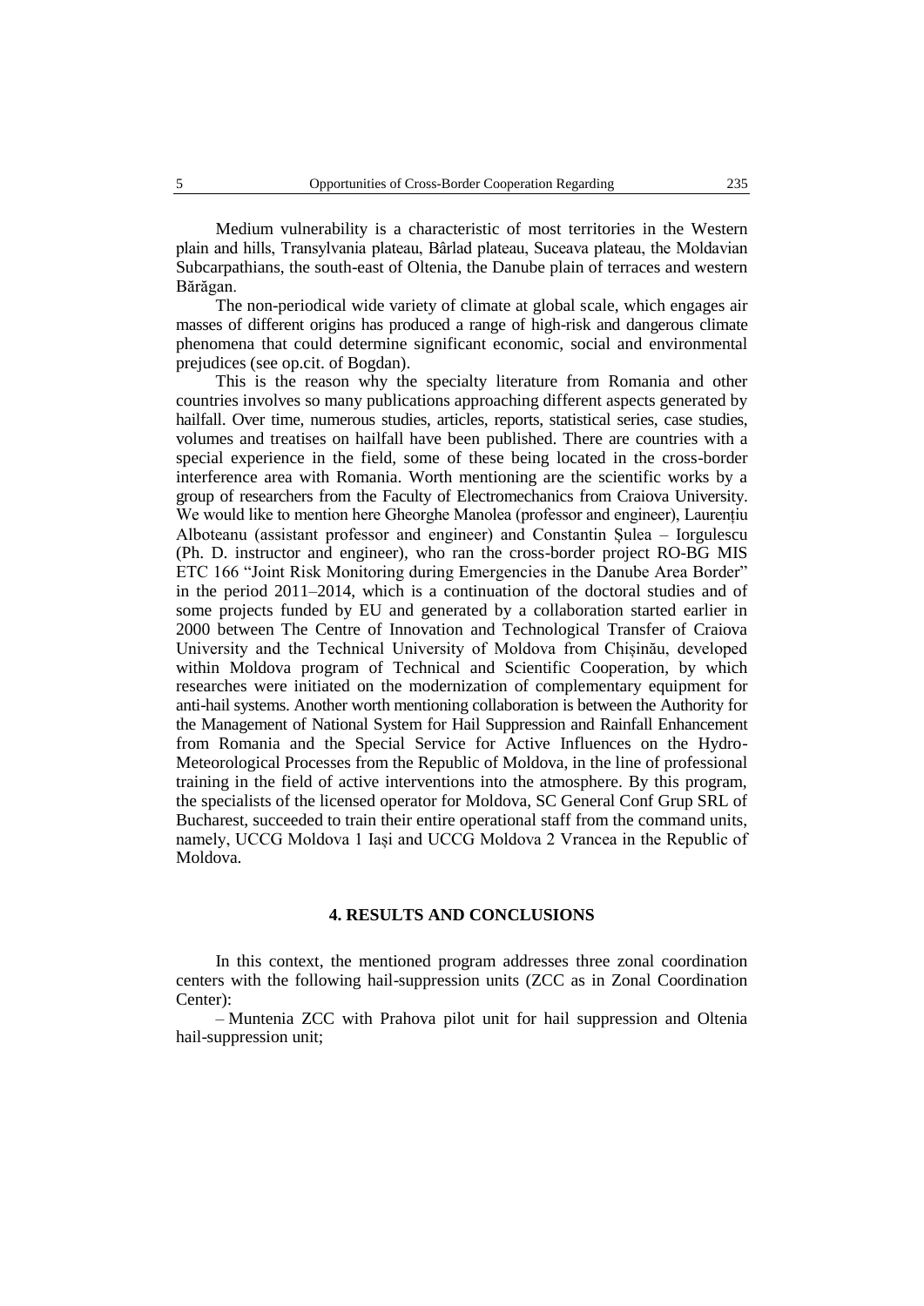Medium vulnerability is a characteristic of most territories in the Western plain and hills, Transylvania plateau, Bârlad plateau, Suceava plateau, the Moldavian Subcarpathians, the south-east of Oltenia, the Danube plain of terraces and western Bărăgan.

The non-periodical wide variety of climate at global scale, which engages air masses of different origins has produced a range of high-risk and dangerous climate phenomena that could determine significant economic, social and environmental prejudices (see op.cit. of Bogdan).

This is the reason why the specialty literature from Romania and other countries involves so many publications approaching different aspects generated by hailfall. Over time, numerous studies, articles, reports, statistical series, case studies, volumes and treatises on hailfall have been published. There are countries with a special experience in the field, some of these being located in the cross-border interference area with Romania. Worth mentioning are the scientific works by a group of researchers from the Faculty of Electromechanics from Craiova University. We would like to mention here Gheorghe Manolea (professor and engineer), Laurențiu Alboteanu (assistant professor and engineer) and Constantin Șulea – Iorgulescu (Ph. D. instructor and engineer), who ran the cross-border project RO-BG MIS ETC 166 "Joint Risk Monitoring during Emergencies in the Danube Area Border" in the period 2011–2014, which is a continuation of the doctoral studies and of some projects funded by EU and generated by a collaboration started earlier in 2000 between The Centre of Innovation and Technological Transfer of Craiova University and the Technical University of Moldova from Chișinău, developed within Moldova program of Technical and Scientific Cooperation, by which researches were initiated on the modernization of complementary equipment for anti-hail systems. Another worth mentioning collaboration is between the Authority for the Management of National System for Hail Suppression and Rainfall Enhancement from Romania and the Special Service for Active Influences on the Hydro-Meteorological Processes from the Republic of Moldova, in the line of professional training in the field of active interventions into the atmosphere. By this program, the specialists of the licensed operator for Moldova, SC General Conf Grup SRL of Bucharest, succeeded to train their entire operational staff from the command units, namely, UCCG Moldova 1 Iași and UCCG Moldova 2 Vrancea in the Republic of Moldova.

## 4. RESULTS AND CONCLUSIONS

In this context, the mentioned program addresses three zonal coordination centers with the following hail-suppression units (ZCC as in Zonal Coordination Center):

– Muntenia ZCC with Prahova pilot unit for hail suppression and Oltenia hail-suppression unit;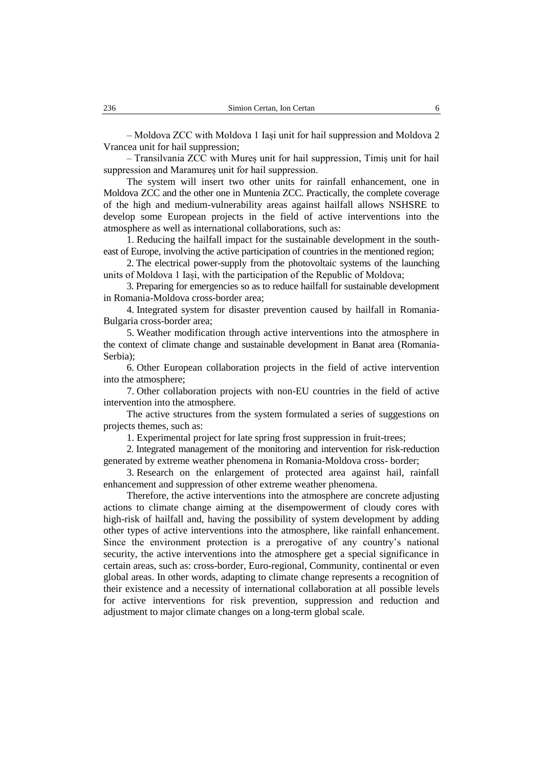– Moldova ZCC with Moldova 1 Iași unit for hail suppression and Moldova 2 Vrancea unit for hail suppression;

– Transilvania ZCC with Mureș unit for hail suppression, Timiș unit for hail suppression and Maramureș unit for hail suppression.

The system will insert two other units for rainfall enhancement, one in Moldova ZCC and the other one in Muntenia ZCC. Practically, the complete coverage of the high and medium-vulnerability areas against hailfall allows NSHSRE to develop some European projects in the field of active interventions into the atmosphere as well as international collaborations, such as:

1. Reducing the hailfall impact for the sustainable development in the south-east of Europe, involving the active participation of countries in the mentioned region;

2. The electrical power-supply from the photovoltaic systems of the launching units of Moldova 1 Iași, with the participation of the Republic of Moldova;

3. Preparing for emergencies so as to reduce hailfall for sustainable development in Romania-Moldova cross-border area;

4. Integrated system for disaster prevention caused by hailfall in Romania-Bulgaria cross-border area;

5. Weather modification through active interventions into the atmosphere in the context of climate change and sustainable development in Banat area (Romania-Serbia);

6. Other European collaboration projects in the field of active intervention into the atmosphere;

7. Other collaboration projects with non-EU countries in the field of active intervention into the atmosphere.

The active structures from the system formulated a series of suggestions on projects themes, such as:

1. Experimental project for late spring frost suppression in fruit-trees;

2. Integrated management of the monitoring and intervention for risk-reduction generated by extreme weather phenomena in Romania-Moldova cross- border;

3. Research on the enlargement of protected area against hail, rainfall enhancement and suppression of other extreme weather phenomena.

Therefore, the active interventions into the atmosphere are concrete adjusting actions to climate change aiming at the disempowerment of cloudy cores with high-risk of hailfall and, having the possibility of system development by adding other types of active interventions into the atmosphere, like rainfall enhancement. Since the environment protection is a prerogative of any country's national security, the active interventions into the atmosphere get a special significance in certain areas, such as: cross-border, Euro-regional, Community, continental or even global areas. In other words, adapting to climate change represents a recognition of their existence and a necessity of international collaboration at all possible levels for active interventions for risk prevention, suppression and reduction and adjustment to major climate changes on a long-term global scale.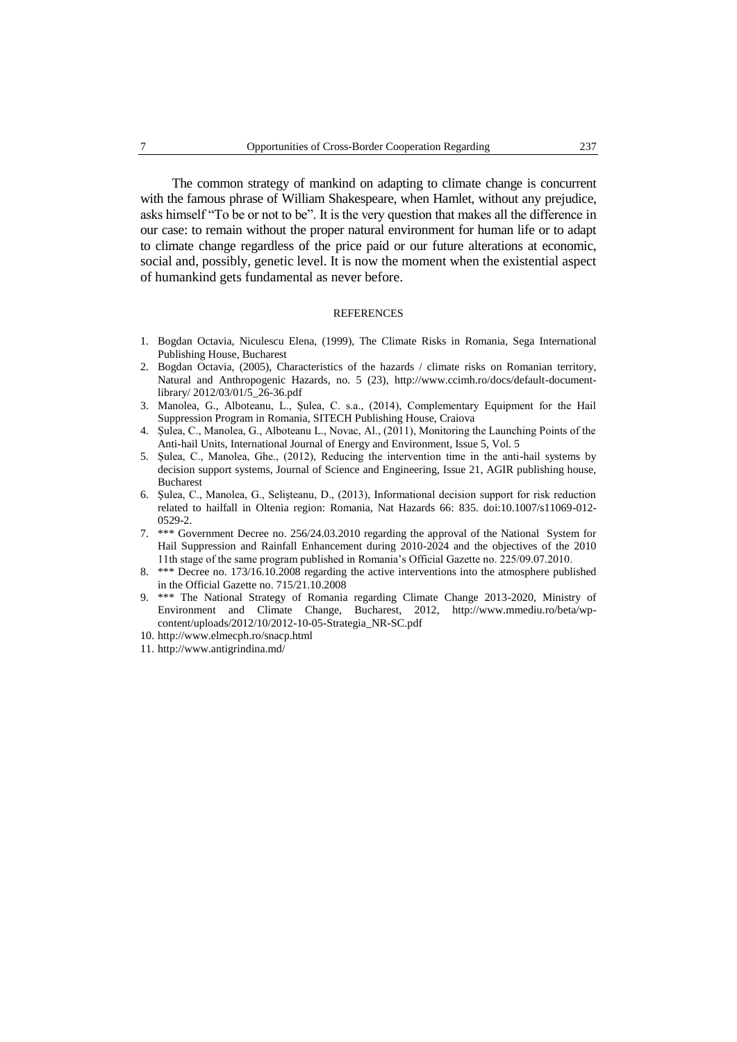The common strategy of mankind on adapting to climate change is concurrent with the famous phrase of William Shakespeare, when Hamlet, without any prejudice, asks himself "To be or not to be". It is the very question that makes all the difference in our case: to remain without the proper natural environment for human life or to adapt to climate change regardless of the price paid or our future alterations at economic, social and, possibly, genetic level. It is now the moment when the existential aspect of humankind gets fundamental as never before.

## REFERENCES

1. Bogdan Octavia, Niculescu Elena, (1999), The Climate Risks in Romania, Sega International Publishing House, Bucharest
2. Bogdan Octavia, (2005), Characteristics of the hazards / climate risks on Romanian territory, Natural and Anthropogenic Hazards, no. 5 (23), http://www.ccimh.ro/docs/default-document-library/ 2012/03/01/5_26-36.pdf
3. Manolea, G., Alboteanu, L., Șulea, C. s.a., (2014), Complementary Equipment for the Hail Suppression Program in Romania, SITECH Publishing House, Craiova
4. Şulea, C., Manolea, G., Alboteanu L., Novac, Al., (2011), Monitoring the Launching Points of the Anti-hail Units, International Journal of Energy and Environment, Issue 5, Vol. 5
5. Șulea, C., Manolea, Ghe., (2012), Reducing the intervention time in the anti-hail systems by decision support systems, Journal of Science and Engineering, Issue 21, AGIR publishing house, Bucharest
6. Șulea, C., Manolea, G., Selișteanu, D., (2013), Informational decision support for risk reduction related to hailfall in Oltenia region: Romania, Nat Hazards 66: 835. doi:10.1007/s11069-012-0529-2.
7. *** Government Decree no. 256/24.03.2010 regarding the approval of the National System for Hail Suppression and Rainfall Enhancement during 2010-2024 and the objectives of the 2010 11th stage of the same program published in Romania's Official Gazette no. 225/09.07.2010.
8. *** Decree no. 173/16.10.2008 regarding the active interventions into the atmosphere published in the Official Gazette no. 715/21.10.2008
9. *** The National Strategy of Romania regarding Climate Change 2013-2020, Ministry of Environment and Climate Change, Bucharest, 2012, http://www.mmediu.ro/beta/wp-content/uploads/2012/10/2012-10-05-Strategia_NR-SC.pdf
10. http://www.elmecph.ro/snacp.html
11. http://www.antigrindina.md/